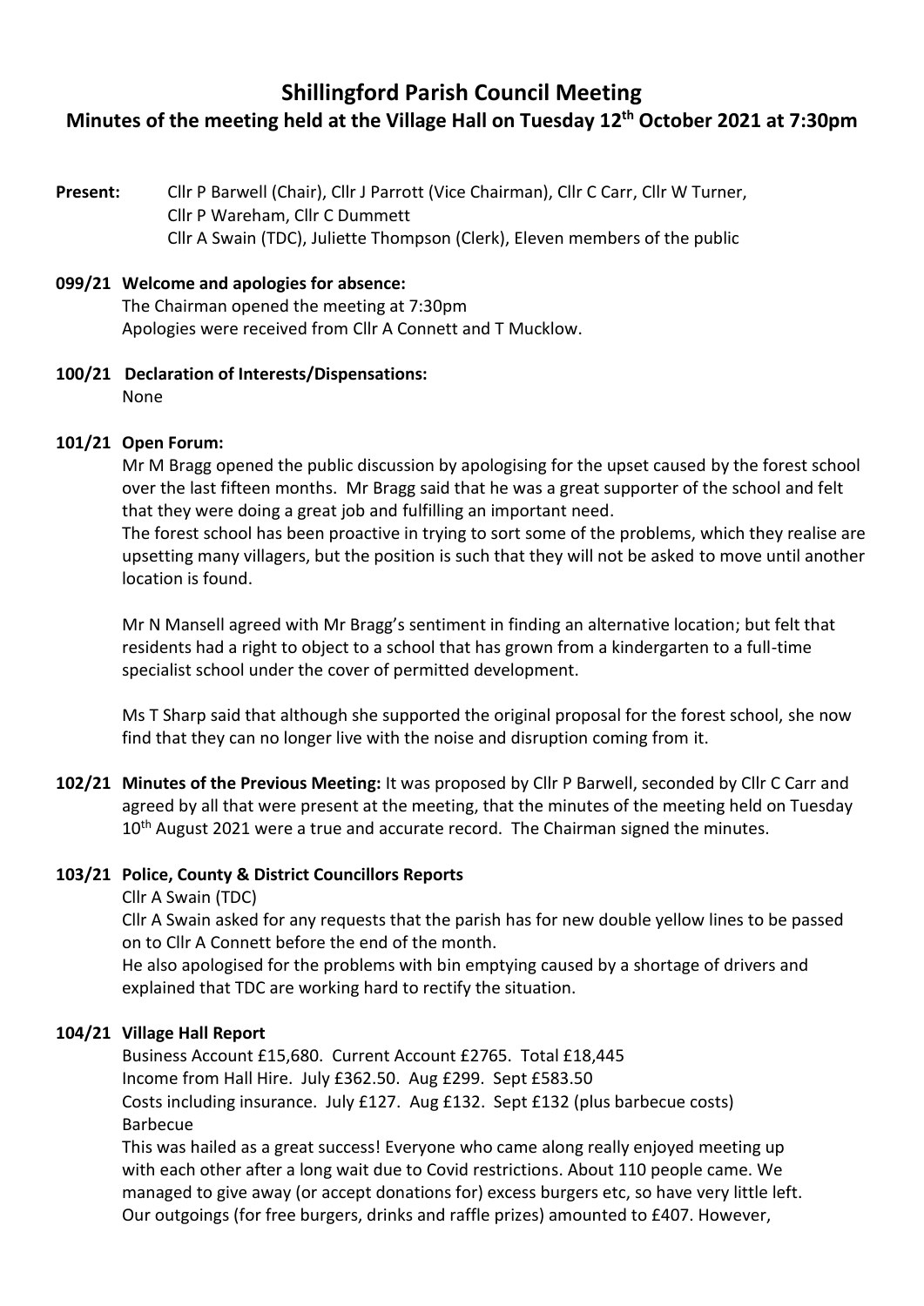# Shillingford Parish Council Meeting

## Minutes of the meeting held at the Village Hall on Tuesday 12th October 2021 at 7:30pm

**Present:** Cllr P Barwell (Chair), Cllr J Parrott (Vice Chairman), Cllr C Carr, Cllr W Turner, Cllr P Wareham, Cllr C Dummett
Cllr A Swain (TDC), Juliette Thompson (Clerk), Eleven members of the public

**099/21 Welcome and apologies for absence:**

The Chairman opened the meeting at 7:30pm
Apologies were received from Cllr A Connett and T Mucklow.

**100/21 Declaration of Interests/Dispensations:**

None

**101/21 Open Forum:**

Mr M Bragg opened the public discussion by apologising for the upset caused by the forest school over the last fifteen months. Mr Bragg said that he was a great supporter of the school and felt that they were doing a great job and fulfilling an important need.
The forest school has been proactive in trying to sort some of the problems, which they realise are upsetting many villagers, but the position is such that they will not be asked to move until another location is found.

Mr N Mansell agreed with Mr Bragg's sentiment in finding an alternative location; but felt that residents had a right to object to a school that has grown from a kindergarten to a full-time specialist school under the cover of permitted development.

Ms T Sharp said that although she supported the original proposal for the forest school, she now find that they can no longer live with the noise and disruption coming from it.

**102/21 Minutes of the Previous Meeting:** It was proposed by Cllr P Barwell, seconded by Cllr C Carr and agreed by all that were present at the meeting, that the minutes of the meeting held on Tuesday 10th August 2021 were a true and accurate record. The Chairman signed the minutes.

**103/21 Police, County & District Councillors Reports**

Cllr A Swain (TDC)
Cllr A Swain asked for any requests that the parish has for new double yellow lines to be passed on to Cllr A Connett before the end of the month.
He also apologised for the problems with bin emptying caused by a shortage of drivers and explained that TDC are working hard to rectify the situation.

**104/21 Village Hall Report**

Business Account £15,680. Current Account £2765. Total £18,445
Income from Hall Hire. July £362.50. Aug £299. Sept £583.50
Costs including insurance. July £127. Aug £132. Sept £132 (plus barbecue costs)
Barbecue
This was hailed as a great success! Everyone who came along really enjoyed meeting up with each other after a long wait due to Covid restrictions. About 110 people came. We managed to give away (or accept donations for) excess burgers etc, so have very little left. Our outgoings (for free burgers, drinks and raffle prizes) amounted to £407. However,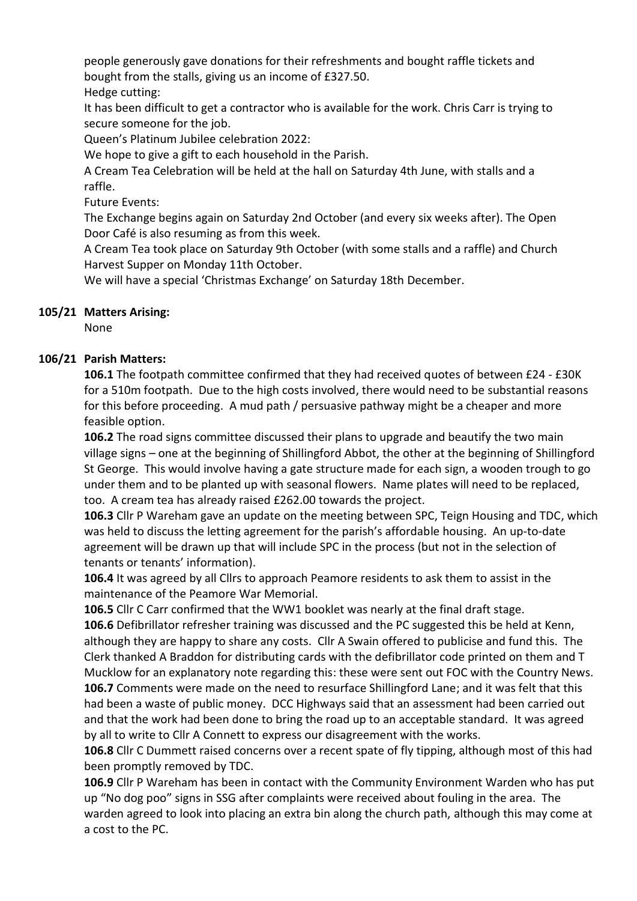people generously gave donations for their refreshments and bought raffle tickets and bought from the stalls, giving us an income of £327.50.

Hedge cutting:

It has been difficult to get a contractor who is available for the work. Chris Carr is trying to secure someone for the job.

Queen's Platinum Jubilee celebration 2022:

We hope to give a gift to each household in the Parish.

A Cream Tea Celebration will be held at the hall on Saturday 4th June, with stalls and a raffle.

Future Events:

The Exchange begins again on Saturday 2nd October (and every six weeks after). The Open Door Café is also resuming as from this week.

A Cream Tea took place on Saturday 9th October (with some stalls and a raffle) and Church Harvest Supper on Monday 11th October.

We will have a special 'Christmas Exchange' on Saturday 18th December.

**105/21 Matters Arising:**

None

**106/21 Parish Matters:**

**106.1** The footpath committee confirmed that they had received quotes of between £24 - £30K for a 510m footpath. Due to the high costs involved, there would need to be substantial reasons for this before proceeding. A mud path / persuasive pathway might be a cheaper and more feasible option.

**106.2** The road signs committee discussed their plans to upgrade and beautify the two main village signs – one at the beginning of Shillingford Abbot, the other at the beginning of Shillingford St George. This would involve having a gate structure made for each sign, a wooden trough to go under them and to be planted up with seasonal flowers. Name plates will need to be replaced, too. A cream tea has already raised £262.00 towards the project.

**106.3** Cllr P Wareham gave an update on the meeting between SPC, Teign Housing and TDC, which was held to discuss the letting agreement for the parish's affordable housing. An up-to-date agreement will be drawn up that will include SPC in the process (but not in the selection of tenants or tenants' information).

**106.4** It was agreed by all Cllrs to approach Peamore residents to ask them to assist in the maintenance of the Peamore War Memorial.

**106.5** Cllr C Carr confirmed that the WW1 booklet was nearly at the final draft stage.

**106.6** Defibrillator refresher training was discussed and the PC suggested this be held at Kenn, although they are happy to share any costs. Cllr A Swain offered to publicise and fund this. The Clerk thanked A Braddon for distributing cards with the defibrillator code printed on them and T Mucklow for an explanatory note regarding this: these were sent out FOC with the Country News.

**106.7** Comments were made on the need to resurface Shillingford Lane; and it was felt that this had been a waste of public money. DCC Highways said that an assessment had been carried out and that the work had been done to bring the road up to an acceptable standard. It was agreed by all to write to Cllr A Connett to express our disagreement with the works.

**106.8** Cllr C Dummett raised concerns over a recent spate of fly tipping, although most of this had been promptly removed by TDC.

**106.9** Cllr P Wareham has been in contact with the Community Environment Warden who has put up "No dog poo" signs in SSG after complaints were received about fouling in the area. The warden agreed to look into placing an extra bin along the church path, although this may come at a cost to the PC.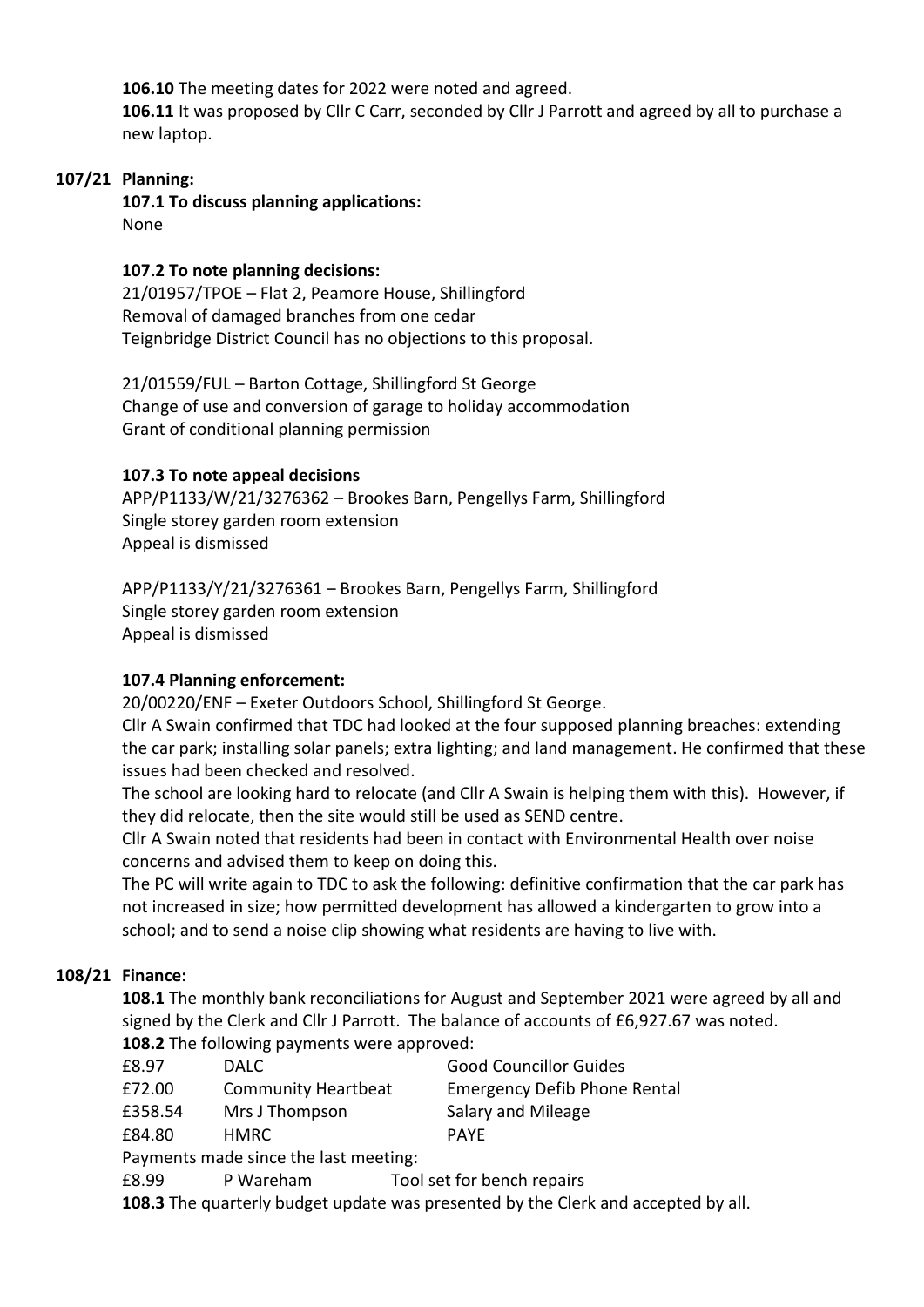**106.10** The meeting dates for 2022 were noted and agreed.

**106.11** It was proposed by Cllr C Carr, seconded by Cllr J Parrott and agreed by all to purchase a new laptop.

## 107/21 Planning:

**107.1 To discuss planning applications:**

None

**107.2 To note planning decisions:**

21/01957/TPOE – Flat 2, Peamore House, Shillingford
Removal of damaged branches from one cedar
Teignbridge District Council has no objections to this proposal.

21/01559/FUL – Barton Cottage, Shillingford St George
Change of use and conversion of garage to holiday accommodation
Grant of conditional planning permission

**107.3 To note appeal decisions**

APP/P1133/W/21/3276362 – Brookes Barn, Pengellys Farm, Shillingford
Single storey garden room extension
Appeal is dismissed

APP/P1133/Y/21/3276361 – Brookes Barn, Pengellys Farm, Shillingford
Single storey garden room extension
Appeal is dismissed

**107.4 Planning enforcement:**

20/00220/ENF – Exeter Outdoors School, Shillingford St George.

Cllr A Swain confirmed that TDC had looked at the four supposed planning breaches: extending the car park; installing solar panels; extra lighting; and land management. He confirmed that these issues had been checked and resolved.

The school are looking hard to relocate (and Cllr A Swain is helping them with this). However, if they did relocate, then the site would still be used as SEND centre.

Cllr A Swain noted that residents had been in contact with Environmental Health over noise concerns and advised them to keep on doing this.

The PC will write again to TDC to ask the following: definitive confirmation that the car park has not increased in size; how permitted development has allowed a kindergarten to grow into a school; and to send a noise clip showing what residents are having to live with.

## 108/21 Finance:

**108.1** The monthly bank reconciliations for August and September 2021 were agreed by all and signed by the Clerk and Cllr J Parrott. The balance of accounts of £6,927.67 was noted.

**108.2** The following payments were approved:

| | | |
|---|---|---|
| £8.97 | DALC | Good Councillor Guides |
| £72.00 | Community Heartbeat | Emergency Defib Phone Rental |
| £358.54 | Mrs J Thompson | Salary and Mileage |
| £84.80 | HMRC | PAYE |

Payments made since the last meeting:

| | | |
|---|---|---|
| £8.99 | P Wareham | Tool set for bench repairs |

**108.3** The quarterly budget update was presented by the Clerk and accepted by all.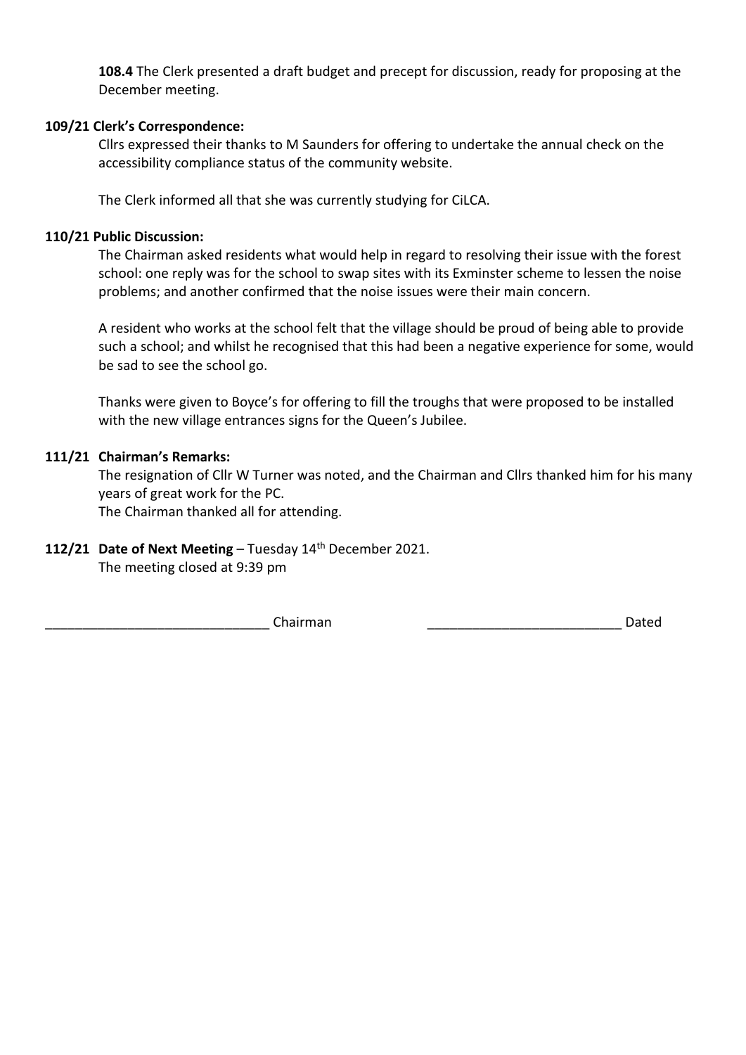**108.4** The Clerk presented a draft budget and precept for discussion, ready for proposing at the December meeting.

**109/21 Clerk's Correspondence:**

Cllrs expressed their thanks to M Saunders for offering to undertake the annual check on the accessibility compliance status of the community website.

The Clerk informed all that she was currently studying for CiLCA.

**110/21 Public Discussion:**

The Chairman asked residents what would help in regard to resolving their issue with the forest school: one reply was for the school to swap sites with its Exminster scheme to lessen the noise problems; and another confirmed that the noise issues were their main concern.

A resident who works at the school felt that the village should be proud of being able to provide such a school; and whilst he recognised that this had been a negative experience for some, would be sad to see the school go.

Thanks were given to Boyce's for offering to fill the troughs that were proposed to be installed with the new village entrances signs for the Queen's Jubilee.

**111/21 Chairman's Remarks:**

The resignation of Cllr W Turner was noted, and the Chairman and Cllrs thanked him for his many years of great work for the PC.
The Chairman thanked all for attending.

**112/21 Date of Next Meeting** – Tuesday 14th December 2021.
The meeting closed at 9:39 pm

______________________________ Chairman __________________________ Dated